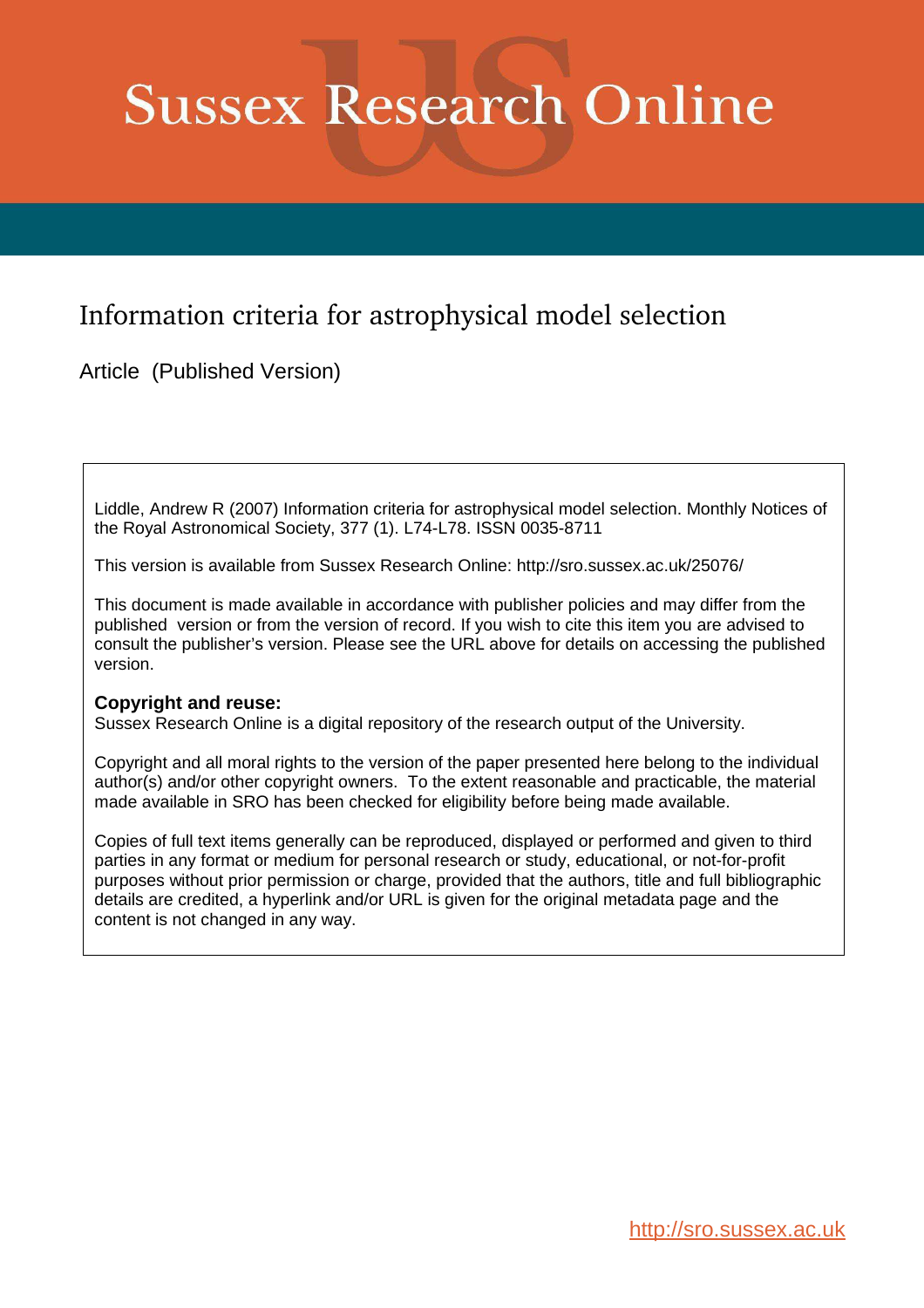# Sussex Research Online

## Information criteria for astrophysical model selection

Article (Published Version)

Liddle, Andrew R (2007) Information criteria for astrophysical model selection. Monthly Notices of the Royal Astronomical Society, 377 (1). L74-L78. ISSN 0035-8711

This version is available from Sussex Research Online: http://sro.sussex.ac.uk/25076/

This document is made available in accordance with publisher policies and may differ from the published version or from the version of record. If you wish to cite this item you are advised to consult the publisher's version. Please see the URL above for details on accessing the published version.

**Copyright and reuse:**
Sussex Research Online is a digital repository of the research output of the University.

Copyright and all moral rights to the version of the paper presented here belong to the individual author(s) and/or other copyright owners. To the extent reasonable and practicable, the material made available in SRO has been checked for eligibility before being made available.

Copies of full text items generally can be reproduced, displayed or performed and given to third parties in any format or medium for personal research or study, educational, or not-for-profit purposes without prior permission or charge, provided that the authors, title and full bibliographic details are credited, a hyperlink and/or URL is given for the original metadata page and the content is not changed in any way.

http://sro.sussex.ac.uk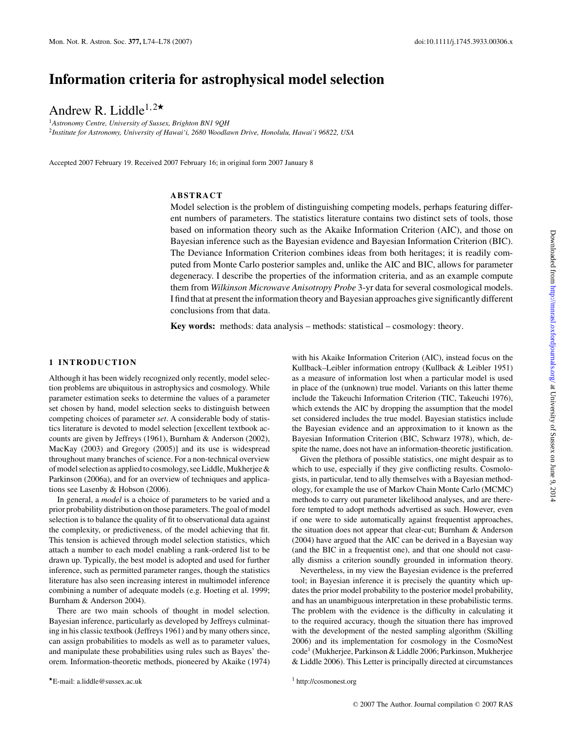# Information criteria for astrophysical model selection

Andrew R. Liddle[1,2★]

[1]*Astronomy Centre, University of Sussex, Brighton BN1 9QH*

[2]*Institute for Astronomy, University of Hawai'i, 2680 Woodlawn Drive, Honolulu, Hawai'i 96822, USA*

Accepted 2007 February 19. Received 2007 February 16; in original form 2007 January 8

## ABSTRACT

Model selection is the problem of distinguishing competing models, perhaps featuring different numbers of parameters. The statistics literature contains two distinct sets of tools, those based on information theory such as the Akaike Information Criterion (AIC), and those on Bayesian inference such as the Bayesian evidence and Bayesian Information Criterion (BIC). The Deviance Information Criterion combines ideas from both heritages; it is readily computed from Monte Carlo posterior samples and, unlike the AIC and BIC, allows for parameter degeneracy. I describe the properties of the information criteria, and as an example compute them from *Wilkinson Microwave Anisotropy Probe* 3-yr data for several cosmological models. I find that at present the information theory and Bayesian approaches give significantly different conclusions from that data.

**Key words:** methods: data analysis – methods: statistical – cosmology: theory.

## 1 INTRODUCTION

Although it has been widely recognized only recently, model selection problems are ubiquitous in astrophysics and cosmology. While parameter estimation seeks to determine the values of a parameter set chosen by hand, model selection seeks to distinguish between competing choices of parameter *set*. A considerable body of statistics literature is devoted to model selection [excellent textbook accounts are given by Jeffreys (1961), Burnham & Anderson (2002), MacKay (2003) and Gregory (2005)] and its use is widespread throughout many branches of science. For a non-technical overview of model selection as applied to cosmology, see Liddle, Mukherjee & Parkinson (2006a), and for an overview of techniques and applications see Lasenby & Hobson (2006).

In general, a *model* is a choice of parameters to be varied and a prior probability distribution on those parameters. The goal of model selection is to balance the quality of fit to observational data against the complexity, or predictiveness, of the model achieving that fit. This tension is achieved through model selection statistics, which attach a number to each model enabling a rank-ordered list to be drawn up. Typically, the best model is adopted and used for further inference, such as permitted parameter ranges, though the statistics literature has also seen increasing interest in multimodel inference combining a number of adequate models (e.g. Hoeting et al. 1999; Burnham & Anderson 2004).

There are two main schools of thought in model selection. Bayesian inference, particularly as developed by Jeffreys culminating in his classic textbook (Jeffreys 1961) and by many others since, can assign probabilities to models as well as to parameter values, and manipulate these probabilities using rules such as Bayes' theorem. Information-theoretic methods, pioneered by Akaike (1974) with his Akaike Information Criterion (AIC), instead focus on the Kullback–Leibler information entropy (Kullback & Leibler 1951) as a measure of information lost when a particular model is used in place of the (unknown) true model. Variants on this latter theme include the Takeuchi Information Criterion (TIC, Takeuchi 1976), which extends the AIC by dropping the assumption that the model set considered includes the true model. Bayesian statistics include the Bayesian evidence and an approximation to it known as the Bayesian Information Criterion (BIC, Schwarz 1978), which, despite the name, does not have an information-theoretic justification.

Given the plethora of possible statistics, one might despair as to which to use, especially if they give conflicting results. Cosmologists, in particular, tend to ally themselves with a Bayesian methodology, for example the use of Markov Chain Monte Carlo (MCMC) methods to carry out parameter likelihood analyses, and are therefore tempted to adopt methods advertised as such. However, even if one were to side automatically against frequentist approaches, the situation does not appear that clear-cut; Burnham & Anderson (2004) have argued that the AIC can be derived in a Bayesian way (and the BIC in a frequentist one), and that one should not casually dismiss a criterion soundly grounded in information theory.

Nevertheless, in my view the Bayesian evidence is the preferred tool; in Bayesian inference it is precisely the quantity which updates the prior model probability to the posterior model probability, and has an unambiguous interpretation in these probabilistic terms. The problem with the evidence is the difficulty in calculating it to the required accuracy, though the situation there has improved with the development of the nested sampling algorithm (Skilling 2006) and its implementation for cosmology in the CosmoNest code[1] (Mukherjee, Parkinson & Liddle 2006; Parkinson, Mukherjee & Liddle 2006). This Letter is principally directed at circumstances

★E-mail: a.liddle@sussex.ac.uk

[1] http://cosmonest.org

© 2007 The Author. Journal compilation © 2007 RAS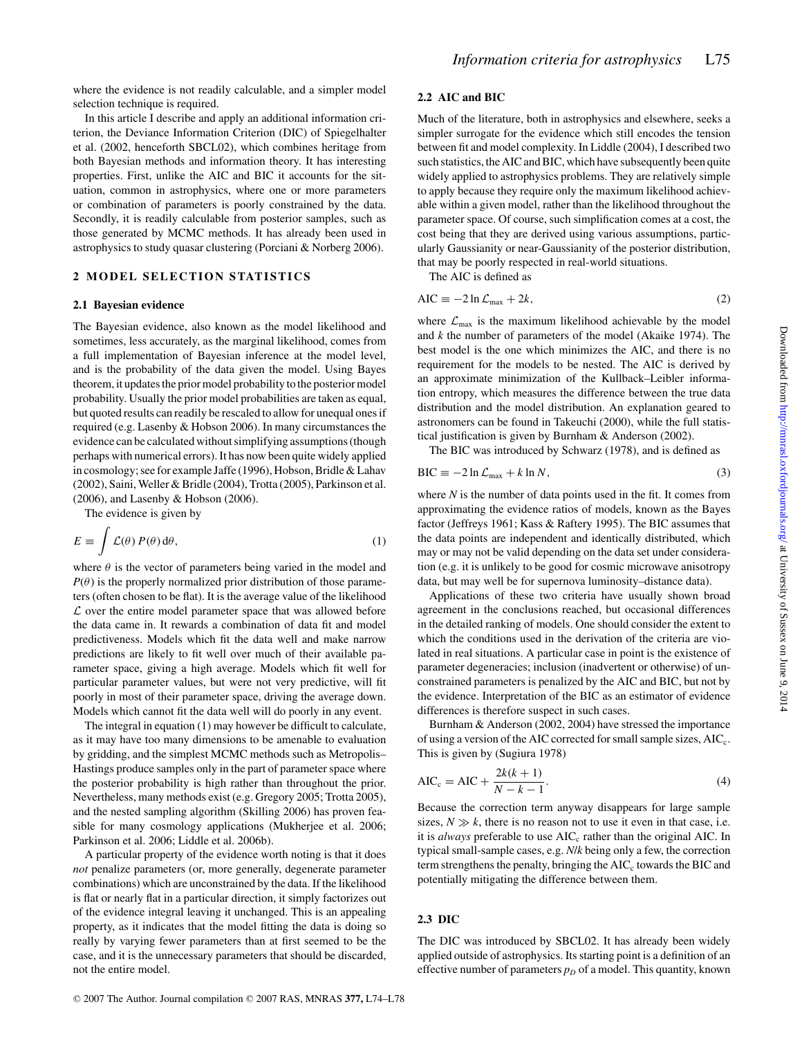where the evidence is not readily calculable, and a simpler model selection technique is required.

In this article I describe and apply an additional information criterion, the Deviance Information Criterion (DIC) of Spiegelhalter et al. (2002, henceforth SBCL02), which combines heritage from both Bayesian methods and information theory. It has interesting properties. First, unlike the AIC and BIC it accounts for the situation, common in astrophysics, where one or more parameters or combination of parameters is poorly constrained by the data. Secondly, it is readily calculable from posterior samples, such as those generated by MCMC methods. It has already been used in astrophysics to study quasar clustering (Porciani & Norberg 2006).

## 2 MODEL SELECTION STATISTICS

### 2.1 Bayesian evidence

The Bayesian evidence, also known as the model likelihood and sometimes, less accurately, as the marginal likelihood, comes from a full implementation of Bayesian inference at the model level, and is the probability of the data given the model. Using Bayes theorem, it updates the prior model probability to the posterior model probability. Usually the prior model probabilities are taken as equal, but quoted results can readily be rescaled to allow for unequal ones if required (e.g. Lasenby & Hobson 2006). In many circumstances the evidence can be calculated without simplifying assumptions (though perhaps with numerical errors). It has now been quite widely applied in cosmology; see for example Jaffe (1996), Hobson, Bridle & Lahav (2002), Saini, Weller & Bridle (2004), Trotta (2005), Parkinson et al. (2006), and Lasenby & Hobson (2006).

The evidence is given by

$$E \equiv \int \mathcal{L}(\theta)\, P(\theta)\, \mathrm{d}\theta, \tag{1}$$

where $\theta$ is the vector of parameters being varied in the model and $P(\theta)$ is the properly normalized prior distribution of those parameters (often chosen to be flat). It is the average value of the likelihood $\mathcal{L}$ over the entire model parameter space that was allowed before the data came in. It rewards a combination of data fit and model predictiveness. Models which fit the data well and make narrow predictions are likely to fit well over much of their available parameter space, giving a high average. Models which fit well for particular parameter values, but were not very predictive, will fit poorly in most of their parameter space, driving the average down. Models which cannot fit the data well will do poorly in any event.

The integral in equation (1) may however be difficult to calculate, as it may have too many dimensions to be amenable to evaluation by gridding, and the simplest MCMC methods such as Metropolis–Hastings produce samples only in the part of parameter space where the posterior probability is high rather than throughout the prior. Nevertheless, many methods exist (e.g. Gregory 2005; Trotta 2005), and the nested sampling algorithm (Skilling 2006) has proven feasible for many cosmology applications (Mukherjee et al. 2006; Parkinson et al. 2006; Liddle et al. 2006b).

A particular property of the evidence worth noting is that it does *not* penalize parameters (or, more generally, degenerate parameter combinations) which are unconstrained by the data. If the likelihood is flat or nearly flat in a particular direction, it simply factorizes out of the evidence integral leaving it unchanged. This is an appealing property, as it indicates that the model fitting the data is doing so really by varying fewer parameters than at first seemed to be the case, and it is the unnecessary parameters that should be discarded, not the entire model.

### 2.2 AIC and BIC

Much of the literature, both in astrophysics and elsewhere, seeks a simpler surrogate for the evidence which still encodes the tension between fit and model complexity. In Liddle (2004), I described two such statistics, the AIC and BIC, which have subsequently been quite widely applied to astrophysics problems. They are relatively simple to apply because they require only the maximum likelihood achievable within a given model, rather than the likelihood throughout the parameter space. Of course, such simplification comes at a cost, the cost being that they are derived using various assumptions, particularly Gaussianity or near-Gaussianity of the posterior distribution, that may be poorly respected in real-world situations.

The AIC is defined as

$$\mathrm{AIC} \equiv -2 \ln \mathcal{L}_{\max} + 2k, \tag{2}$$

where $\mathcal{L}_{\max}$ is the maximum likelihood achievable by the model and $k$ the number of parameters of the model (Akaike 1974). The best model is the one which minimizes the AIC, and there is no requirement for the models to be nested. The AIC is derived by an approximate minimization of the Kullback–Leibler information entropy, which measures the difference between the true data distribution and the model distribution. An explanation geared to astronomers can be found in Takeuchi (2000), while the full statistical justification is given by Burnham & Anderson (2002).

The BIC was introduced by Schwarz (1978), and is defined as

$$\mathrm{BIC} \equiv -2 \ln \mathcal{L}_{\max} + k \ln N, \tag{3}$$

where $N$ is the number of data points used in the fit. It comes from approximating the evidence ratios of models, known as the Bayes factor (Jeffreys 1961; Kass & Raftery 1995). The BIC assumes that the data points are independent and identically distributed, which may or may not be valid depending on the data set under consideration (e.g. it is unlikely to be good for cosmic microwave anisotropy data, but may well be for supernova luminosity–distance data).

Applications of these two criteria have usually shown broad agreement in the conclusions reached, but occasional differences in the detailed ranking of models. One should consider the extent to which the conditions used in the derivation of the criteria are violated in real situations. A particular case in point is the existence of parameter degeneracies; inclusion (inadvertent or otherwise) of unconstrained parameters is penalized by the AIC and BIC, but not by the evidence. Interpretation of the BIC as an estimator of evidence differences is therefore suspect in such cases.

Burnham & Anderson (2002, 2004) have stressed the importance of using a version of the AIC corrected for small sample sizes, $\mathrm{AIC_c}$. This is given by (Sugiura 1978)

$$\mathrm{AIC_c} = \mathrm{AIC} + \frac{2k(k+1)}{N-k-1}. \tag{4}$$

Because the correction term anyway disappears for large sample sizes, $N \gg k$, there is no reason not to use it even in that case, i.e. it is *always* preferable to use $\mathrm{AIC_c}$ rather than the original AIC. In typical small-sample cases, e.g. $N/k$ being only a few, the correction term strengthens the penalty, bringing the $\mathrm{AIC_c}$ towards the BIC and potentially mitigating the difference between them.

### 2.3 DIC

The DIC was introduced by SBCL02. It has already been widely applied outside of astrophysics. Its starting point is a definition of an effective number of parameters $p_D$ of a model. This quantity, known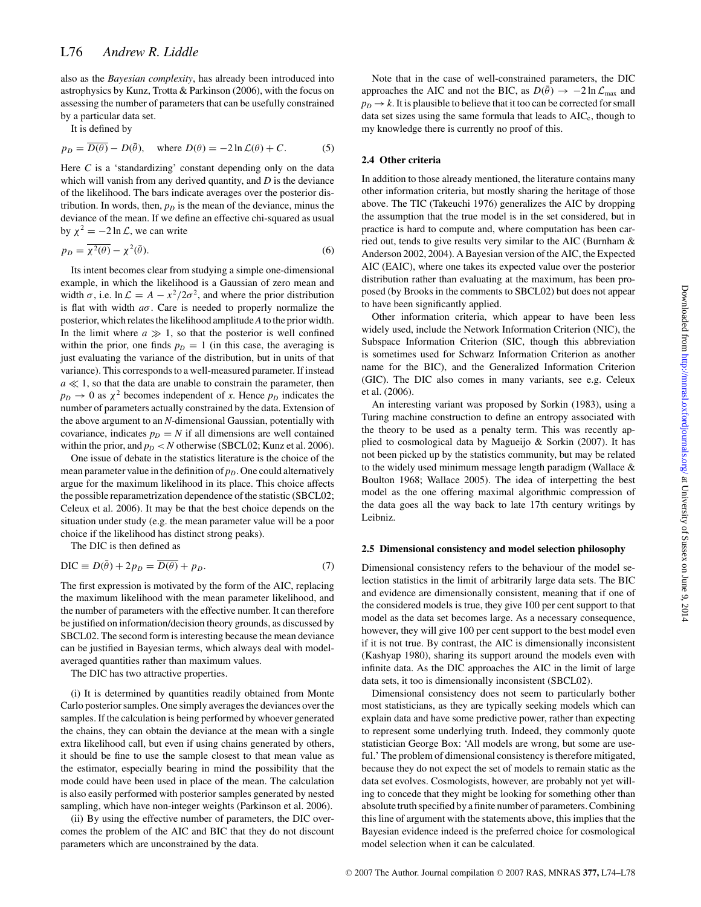also as the *Bayesian complexity*, has already been introduced into astrophysics by Kunz, Trotta & Parkinson (2006), with the focus on assessing the number of parameters that can be usefully constrained by a particular data set.

It is defined by

$$p_D = \overline{D(\theta)} - D(\bar{\theta}), \quad \text{where } D(\theta) = -2\ln\mathcal{L}(\theta) + C. \tag{5}$$

Here $C$ is a 'standardizing' constant depending only on the data which will vanish from any derived quantity, and $D$ is the deviance of the likelihood. The bars indicate averages over the posterior distribution. In words, then, $p_D$ is the mean of the deviance, minus the deviance of the mean. If we define an effective chi-squared as usual by $\chi^2 = -2\ln\mathcal{L}$, we can write

$$p_D = \overline{\chi^2(\theta)} - \chi^2(\bar{\theta}). \tag{6}$$

Its intent becomes clear from studying a simple one-dimensional example, in which the likelihood is a Gaussian of zero mean and width $\sigma$, i.e. $\ln\mathcal{L} = A - x^2/2\sigma^2$, and where the prior distribution is flat with width $a\sigma$. Care is needed to properly normalize the posterior, which relates the likelihood amplitude $A$ to the prior width. In the limit where $a \gg 1$, so that the posterior is well confined within the prior, one finds $p_D = 1$ (in this case, the averaging is just evaluating the variance of the distribution, but in units of that variance). This corresponds to a well-measured parameter. If instead $a \ll 1$, so that the data are unable to constrain the parameter, then $p_D \to 0$ as $\chi^2$ becomes independent of $x$. Hence $p_D$ indicates the number of parameters actually constrained by the data. Extension of the above argument to an $N$-dimensional Gaussian, potentially with covariance, indicates $p_D = N$ if all dimensions are well contained within the prior, and $p_D < N$ otherwise (SBCL02; Kunz et al. 2006).

One issue of debate in the statistics literature is the choice of the mean parameter value in the definition of $p_D$. One could alternatively argue for the maximum likelihood in its place. This choice affects the possible reparametrization dependence of the statistic (SBCL02; Celeux et al. 2006). It may be that the best choice depends on the situation under study (e.g. the mean parameter value will be a poor choice if the likelihood has distinct strong peaks).

The DIC is then defined as

$$\text{DIC} \equiv D(\bar{\theta}) + 2p_D = \overline{D(\theta)} + p_D. \tag{7}$$

The first expression is motivated by the form of the AIC, replacing the maximum likelihood with the mean parameter likelihood, and the number of parameters with the effective number. It can therefore be justified on information/decision theory grounds, as discussed by SBCL02. The second form is interesting because the mean deviance can be justified in Bayesian terms, which always deal with model-averaged quantities rather than maximum values.

The DIC has two attractive properties.

(i) It is determined by quantities readily obtained from Monte Carlo posterior samples. One simply averages the deviances over the samples. If the calculation is being performed by whoever generated the chains, they can obtain the deviance at the mean with a single extra likelihood call, but even if using chains generated by others, it should be fine to use the sample closest to that mean value as the estimator, especially bearing in mind the possibility that the mode could have been used in place of the mean. The calculation is also easily performed with posterior samples generated by nested sampling, which have non-integer weights (Parkinson et al. 2006).

(ii) By using the effective number of parameters, the DIC overcomes the problem of the AIC and BIC that they do not discount parameters which are unconstrained by the data.

Note that in the case of well-constrained parameters, the DIC approaches the AIC and not the BIC, as $D(\bar{\theta}) \to -2\ln\mathcal{L}_{\max}$ and $p_D \to k$. It is plausible to believe that it too can be corrected for small data set sizes using the same formula that leads to $\text{AIC}_\text{c}$, though to my knowledge there is currently no proof of this.

### 2.4 Other criteria

In addition to those already mentioned, the literature contains many other information criteria, but mostly sharing the heritage of those above. The TIC (Takeuchi 1976) generalizes the AIC by dropping the assumption that the true model is in the set considered, but in practice is hard to compute and, where computation has been carried out, tends to give results very similar to the AIC (Burnham & Anderson 2002, 2004). A Bayesian version of the AIC, the Expected AIC (EAIC), where one takes its expected value over the posterior distribution rather than evaluating at the maximum, has been proposed (by Brooks in the comments to SBCL02) but does not appear to have been significantly applied.

Other information criteria, which appear to have been less widely used, include the Network Information Criterion (NIC), the Subspace Information Criterion (SIC, though this abbreviation is sometimes used for Schwarz Information Criterion as another name for the BIC), and the Generalized Information Criterion (GIC). The DIC also comes in many variants, see e.g. Celeux et al. (2006).

An interesting variant was proposed by Sorkin (1983), using a Turing machine construction to define an entropy associated with the theory to be used as a penalty term. This was recently applied to cosmological data by Magueijo & Sorkin (2007). It has not been picked up by the statistics community, but may be related to the widely used minimum message length paradigm (Wallace & Boulton 1968; Wallace 2005). The idea of interpetting the best model as the one offering maximal algorithmic compression of the data goes all the way back to late 17th century writings by Leibniz.

### 2.5 Dimensional consistency and model selection philosophy

Dimensional consistency refers to the behaviour of the model selection statistics in the limit of arbitrarily large data sets. The BIC and evidence are dimensionally consistent, meaning that if one of the considered models is true, they give 100 per cent support to that model as the data set becomes large. As a necessary consequence, however, they will give 100 per cent support to the best model even if it is not true. By contrast, the AIC is dimensionally inconsistent (Kashyap 1980), sharing its support around the models even with infinite data. As the DIC approaches the AIC in the limit of large data sets, it too is dimensionally inconsistent (SBCL02).

Dimensional consistency does not seem to particularly bother most statisticians, as they are typically seeking models which can explain data and have some predictive power, rather than expecting to represent some underlying truth. Indeed, they commonly quote statistician George Box: 'All models are wrong, but some are useful.' The problem of dimensional consistency is therefore mitigated, because they do not expect the set of models to remain static as the data set evolves. Cosmologists, however, are probably not yet willing to concede that they might be looking for something other than absolute truth specified by a finite number of parameters. Combining this line of argument with the statements above, this implies that the Bayesian evidence indeed is the preferred choice for cosmological model selection when it can be calculated.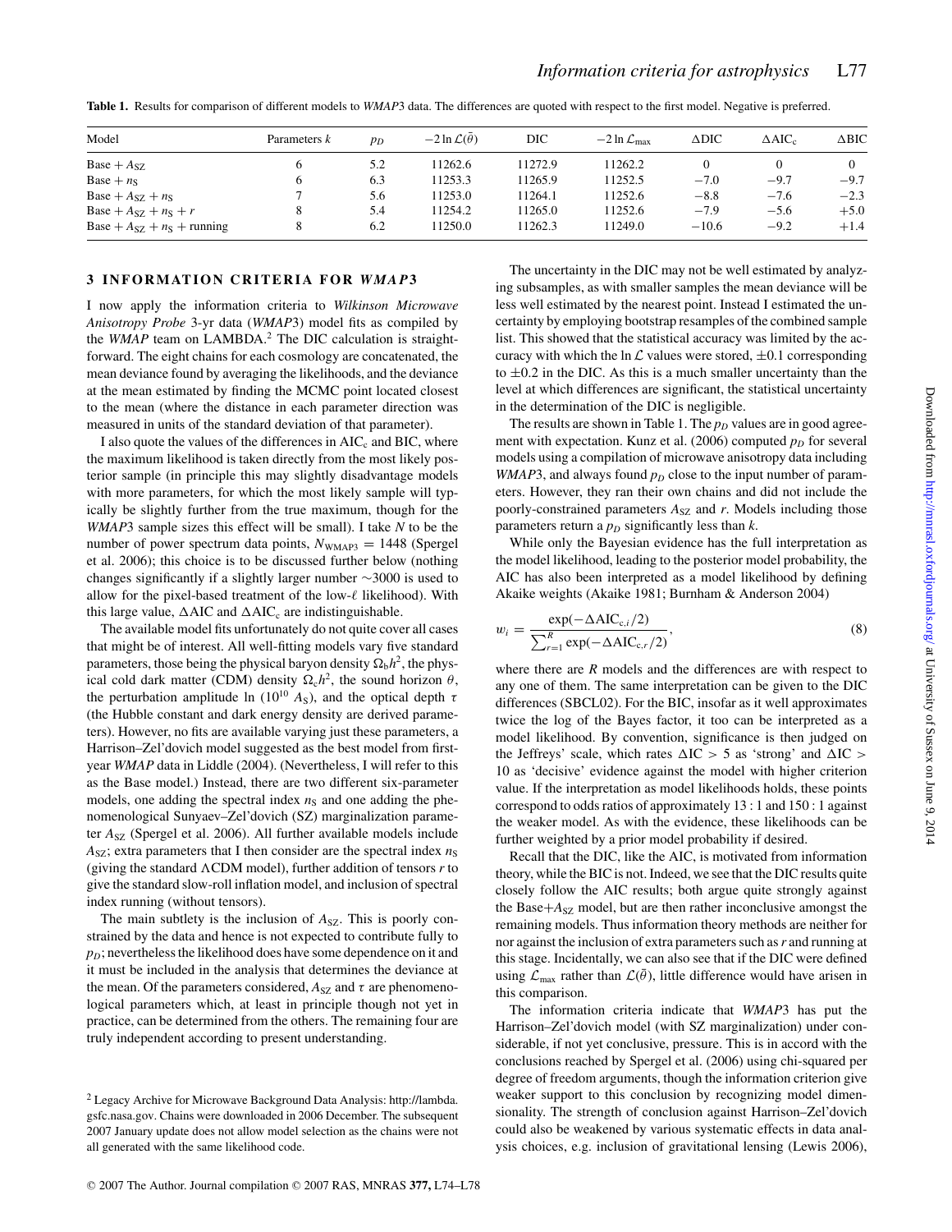**Table 1.** Results for comparison of different models to *WMAP*3 data. The differences are quoted with respect to the first model. Negative is preferred.

| Model | Parameters $k$ | $p_D$ | $-2\ln\mathcal{L}(\bar{\theta})$ | DIC | $-2\ln\mathcal{L}_{\max}$ | $\Delta$DIC | $\Delta\mathrm{AIC_c}$ | $\Delta$BIC |
|---|---|---|---|---|---|---|---|---|
| Base + $A_{\rm SZ}$ | 6 | 5.2 | 11262.6 | 11272.9 | 11262.2 | 0 | 0 | 0 |
| Base + $n_{\rm S}$ | 6 | 6.3 | 11253.3 | 11265.9 | 11252.5 | $-7.0$ | $-9.7$ | $-9.7$ |
| Base + $A_{\rm SZ}$ + $n_{\rm S}$ | 7 | 5.6 | 11253.0 | 11264.1 | 11252.6 | $-8.8$ | $-7.6$ | $-2.3$ |
| Base + $A_{\rm SZ}$ + $n_{\rm S}$ + $r$ | 8 | 5.4 | 11254.2 | 11265.0 | 11252.6 | $-7.9$ | $-5.6$ | $+5.0$ |
| Base + $A_{\rm SZ}$ + $n_{\rm S}$ + running | 8 | 6.2 | 11250.0 | 11262.3 | 11249.0 | $-10.6$ | $-9.2$ | $+1.4$ |

## 3 INFORMATION CRITERIA FOR *WMAP*3

I now apply the information criteria to *Wilkinson Microwave Anisotropy Probe* 3-yr data (*WMAP*3) model fits as compiled by the *WMAP* team on LAMBDA.[2] The DIC calculation is straightforward. The eight chains for each cosmology are concatenated, the mean deviance found by averaging the likelihoods, and the deviance at the mean estimated by finding the MCMC point located closest to the mean (where the distance in each parameter direction was measured in units of the standard deviation of that parameter).

I also quote the values of the differences in $\mathrm{AIC_c}$ and BIC, where the maximum likelihood is taken directly from the most likely posterior sample (in principle this may slightly disadvantage models with more parameters, for which the most likely sample will typically be slightly further from the true maximum, though for the *WMAP*3 sample sizes this effect will be small). I take $N$ to be the number of power spectrum data points, $N_{\rm WMAP3} = 1448$ (Spergel et al. 2006); this choice is to be discussed further below (nothing changes significantly if a slightly larger number $\sim$3000 is used to allow for the pixel-based treatment of the low-$\ell$ likelihood). With this large value, $\Delta$AIC and $\Delta\mathrm{AIC_c}$ are indistinguishable.

The available model fits unfortunately do not quite cover all cases that might be of interest. All well-fitting models vary five standard parameters, those being the physical baryon density $\Omega_{\rm b}h^2$, the physical cold dark matter (CDM) density $\Omega_{\rm c}h^2$, the sound horizon $\theta$, the perturbation amplitude $\ln(10^{10}\,A_{\rm S})$, and the optical depth $\tau$ (the Hubble constant and dark energy density are derived parameters). However, no fits are available varying just these parameters, a Harrison–Zel'dovich model suggested as the best model from first-year *WMAP* data in Liddle (2004). (Nevertheless, I will refer to this as the Base model.) Instead, there are two different six-parameter models, one adding the spectral index $n_{\rm S}$ and one adding the phenomenological Sunyaev–Zel'dovich (SZ) marginalization parameter $A_{\rm SZ}$ (Spergel et al. 2006). All further available models include $A_{\rm SZ}$; extra parameters that I then consider are the spectral index $n_{\rm S}$ (giving the standard $\Lambda$CDM model), further addition of tensors $r$ to give the standard slow-roll inflation model, and inclusion of spectral index running (without tensors).

The main subtlety is the inclusion of $A_{\rm SZ}$. This is poorly constrained by the data and hence is not expected to contribute fully to $p_D$; nevertheless the likelihood does have some dependence on it and it must be included in the analysis that determines the deviance at the mean. Of the parameters considered, $A_{\rm SZ}$ and $\tau$ are phenomenological parameters which, at least in principle though not yet in practice, can be determined from the others. The remaining four are truly independent according to present understanding.

The uncertainty in the DIC may not be well estimated by analyzing subsamples, as with smaller samples the mean deviance will be less well estimated by the nearest point. Instead I estimated the uncertainty by employing bootstrap resamples of the combined sample list. This showed that the statistical accuracy was limited by the accuracy with which the $\ln\mathcal{L}$ values were stored, $\pm 0.1$ corresponding to $\pm 0.2$ in the DIC. As this is a much smaller uncertainty than the level at which differences are significant, the statistical uncertainty in the determination of the DIC is negligible.

The results are shown in Table 1. The $p_D$ values are in good agreement with expectation. Kunz et al. (2006) computed $p_D$ for several models using a compilation of microwave anisotropy data including *WMAP*3, and always found $p_D$ close to the input number of parameters. However, they ran their own chains and did not include the poorly-constrained parameters $A_{\rm SZ}$ and $r$. Models including those parameters return a $p_D$ significantly less than $k$.

While only the Bayesian evidence has the full interpretation as the model likelihood, leading to the posterior model probability, the AIC has also been interpreted as a model likelihood by defining Akaike weights (Akaike 1981; Burnham & Anderson 2004)

$$w_i = \frac{\exp(-\Delta\mathrm{AIC}_{\mathrm{c},i}/2)}{\sum_{r=1}^{R}\exp(-\Delta\mathrm{AIC}_{\mathrm{c},r}/2)}, \tag{8}$$

where there are $R$ models and the differences are with respect to any one of them. The same interpretation can be given to the DIC differences (SBCL02). For the BIC, insofar as it well approximates twice the log of the Bayes factor, it too can be interpreted as a model likelihood. By convention, significance is then judged on the Jeffreys' scale, which rates $\Delta\mathrm{IC} > 5$ as 'strong' and $\Delta\mathrm{IC} > 10$ as 'decisive' evidence against the model with higher criterion value. If the interpretation as model likelihoods holds, these points correspond to odds ratios of approximately 13 : 1 and 150 : 1 against the weaker model. As with the evidence, these likelihoods can be further weighted by a prior model probability if desired.

Recall that the DIC, like the AIC, is motivated from information theory, while the BIC is not. Indeed, we see that the DIC results quite closely follow the AIC results; both argue quite strongly against the Base+$A_{\rm SZ}$ model, but are then rather inconclusive amongst the remaining models. Thus information theory methods are neither for nor against the inclusion of extra parameters such as $r$ and running at this stage. Incidentally, we can also see that if the DIC were defined using $\mathcal{L}_{\max}$ rather than $\mathcal{L}(\bar{\theta})$, little difference would have arisen in this comparison.

The information criteria indicate that *WMAP*3 has put the Harrison–Zel'dovich model (with SZ marginalization) under considerable, if not yet conclusive, pressure. This is in accord with the conclusions reached by Spergel et al. (2006) using chi-squared per degree of freedom arguments, though the information criterion give weaker support to this conclusion by recognizing model dimensionality. The strength of conclusion against Harrison–Zel'dovich could also be weakened by various systematic effects in data analysis choices, e.g. inclusion of gravitational lensing (Lewis 2006),

[2] Legacy Archive for Microwave Background Data Analysis: http://lambda.gsfc.nasa.gov. Chains were downloaded in 2006 December. The subsequent 2007 January update does not allow model selection as the chains were not all generated with the same likelihood code.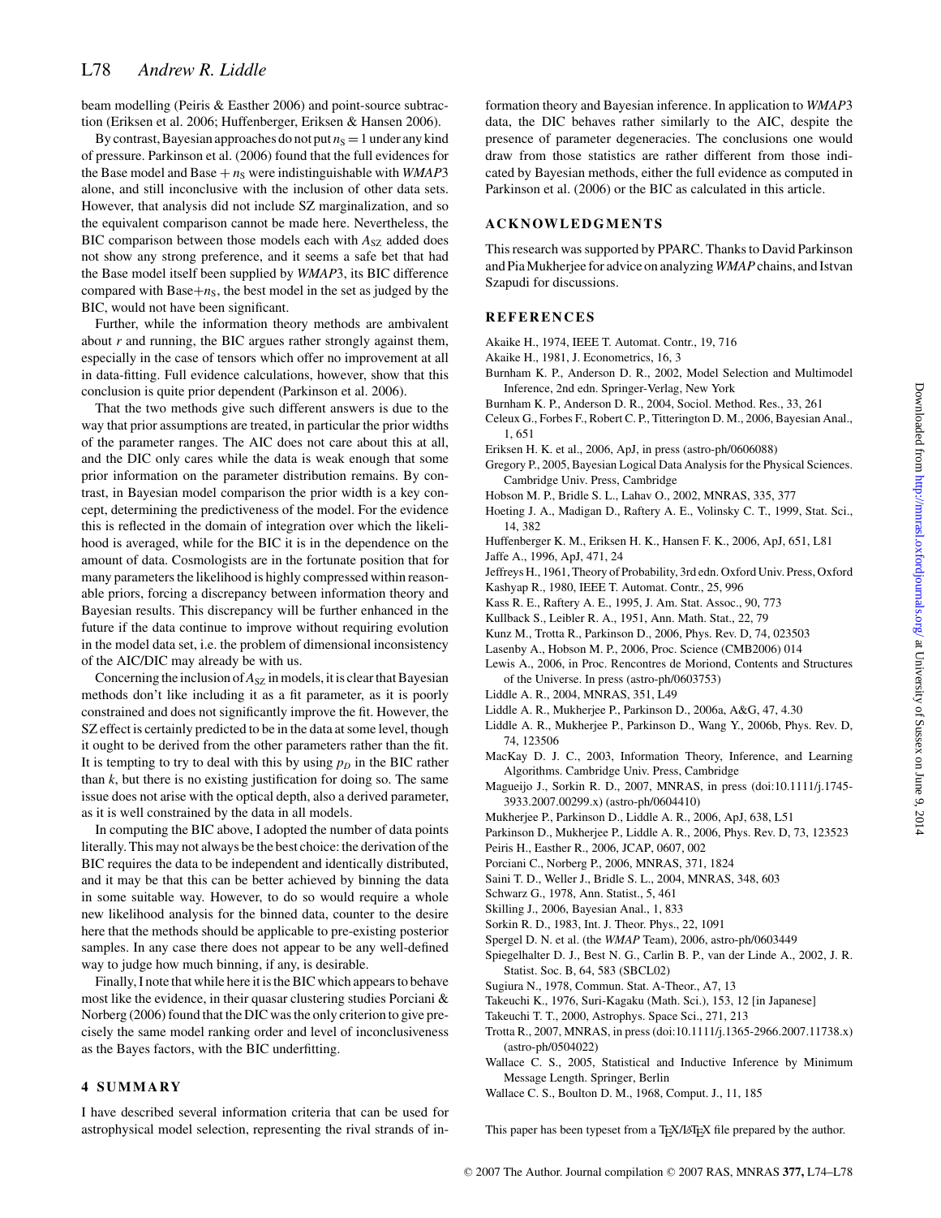beam modelling (Peiris & Easther 2006) and point-source subtraction (Eriksen et al. 2006; Huffenberger, Eriksen & Hansen 2006).

By contrast, Bayesian approaches do not put $n_S = 1$ under any kind of pressure. Parkinson et al. (2006) found that the full evidences for the Base model and Base + $n_S$ were indistinguishable with *WMAP*3 alone, and still inconclusive with the inclusion of other data sets. However, that analysis did not include SZ marginalization, and so the equivalent comparison cannot be made here. Nevertheless, the BIC comparison between those models each with $A_{SZ}$ added does not show any strong preference, and it seems a safe bet that had the Base model itself been supplied by *WMAP*3, its BIC difference compared with Base+$n_S$, the best model in the set as judged by the BIC, would not have been significant.

Further, while the information theory methods are ambivalent about $r$ and running, the BIC argues rather strongly against them, especially in the case of tensors which offer no improvement at all in data-fitting. Full evidence calculations, however, show that this conclusion is quite prior dependent (Parkinson et al. 2006).

That the two methods give such different answers is due to the way that prior assumptions are treated, in particular the prior widths of the parameter ranges. The AIC does not care about this at all, and the DIC only cares while the data is weak enough that some prior information on the parameter distribution remains. By contrast, in Bayesian model comparison the prior width is a key concept, determining the predictiveness of the model. For the evidence this is reflected in the domain of integration over which the likelihood is averaged, while for the BIC it is in the dependence on the amount of data. Cosmologists are in the fortunate position that for many parameters the likelihood is highly compressed within reasonable priors, forcing a discrepancy between information theory and Bayesian results. This discrepancy will be further enhanced in the future if the data continue to improve without requiring evolution in the model data set, i.e. the problem of dimensional inconsistency of the AIC/DIC may already be with us.

Concerning the inclusion of $A_{SZ}$ in models, it is clear that Bayesian methods don't like including it as a fit parameter, as it is poorly constrained and does not significantly improve the fit. However, the SZ effect is certainly predicted to be in the data at some level, though it ought to be derived from the other parameters rather than the fit. It is tempting to try to deal with this by using $p_D$ in the BIC rather than $k$, but there is no existing justification for doing so. The same issue does not arise with the optical depth, also a derived parameter, as it is well constrained by the data in all models.

In computing the BIC above, I adopted the number of data points literally. This may not always be the best choice: the derivation of the BIC requires the data to be independent and identically distributed, and it may be that this can be better achieved by binning the data in some suitable way. However, to do so would require a whole new likelihood analysis for the binned data, counter to the desire here that the methods should be applicable to pre-existing posterior samples. In any case there does not appear to be any well-defined way to judge how much binning, if any, is desirable.

Finally, I note that while here it is the BIC which appears to behave most like the evidence, in their quasar clustering studies Porciani & Norberg (2006) found that the DIC was the only criterion to give precisely the same model ranking order and level of inconclusiveness as the Bayes factors, with the BIC underfitting.

## 4 SUMMARY

I have described several information criteria that can be used for astrophysical model selection, representing the rival strands of information theory and Bayesian inference. In application to *WMAP*3 data, the DIC behaves rather similarly to the AIC, despite the presence of parameter degeneracies. The conclusions one would draw from those statistics are rather different from those indicated by Bayesian methods, either the full evidence as computed in Parkinson et al. (2006) or the BIC as calculated in this article.

## ACKNOWLEDGMENTS

This research was supported by PPARC. Thanks to David Parkinson and Pia Mukherjee for advice on analyzing *WMAP* chains, and Istvan Szapudi for discussions.

## REFERENCES

Akaike H., 1974, IEEE T. Automat. Contr., 19, 716
Akaike H., 1981, J. Econometrics, 16, 3
Burnham K. P., Anderson D. R., 2002, Model Selection and Multimodel Inference, 2nd edn. Springer-Verlag, New York
Burnham K. P., Anderson D. R., 2004, Sociol. Method. Res., 33, 261
Celeux G., Forbes F., Robert C. P., Titterington D. M., 2006, Bayesian Anal., 1, 651
Eriksen H. K. et al., 2006, ApJ, in press (astro-ph/0606088)
Gregory P., 2005, Bayesian Logical Data Analysis for the Physical Sciences. Cambridge Univ. Press, Cambridge
Hobson M. P., Bridle S. L., Lahav O., 2002, MNRAS, 335, 377
Hoeting J. A., Madigan D., Raftery A. E., Volinsky C. T., 1999, Stat. Sci., 14, 382
Huffenberger K. M., Eriksen H. K., Hansen F. K., 2006, ApJ, 651, L81
Jaffe A., 1996, ApJ, 471, 24
Jeffreys H., 1961, Theory of Probability, 3rd edn. Oxford Univ. Press, Oxford
Kashyap R., 1980, IEEE T. Automat. Contr., 25, 996
Kass R. E., Raftery A. E., 1995, J. Am. Stat. Assoc., 90, 773
Kullback S., Leibler R. A., 1951, Ann. Math. Stat., 22, 79
Kunz M., Trotta R., Parkinson D., 2006, Phys. Rev. D, 74, 023503
Lasenby A., Hobson M. P., 2006, Proc. Science (CMB2006) 014
Lewis A., 2006, in Proc. Rencontres de Moriond, Contents and Structures of the Universe. In press (astro-ph/0603753)
Liddle A. R., 2004, MNRAS, 351, L49
Liddle A. R., Mukherjee P., Parkinson D., 2006a, A&G, 47, 4.30
Liddle A. R., Mukherjee P., Parkinson D., Wang Y., 2006b, Phys. Rev. D, 74, 123506
MacKay D. J. C., 2003, Information Theory, Inference, and Learning Algorithms. Cambridge Univ. Press, Cambridge
Magueijo J., Sorkin R. D., 2007, MNRAS, in press (doi:10.1111/j.1745-3933.2007.00299.x) (astro-ph/0604410)
Mukherjee P., Parkinson D., Liddle A. R., 2006, ApJ, 638, L51
Parkinson D., Mukherjee P., Liddle A. R., 2006, Phys. Rev. D, 73, 123523
Peiris H., Easther R., 2006, JCAP, 0607, 002
Porciani C., Norberg P., 2006, MNRAS, 371, 1824
Saini T. D., Weller J., Bridle S. L., 2004, MNRAS, 348, 603
Schwarz G., 1978, Ann. Statist., 5, 461
Skilling J., 2006, Bayesian Anal., 1, 833
Sorkin R. D., 1983, Int. J. Theor. Phys., 22, 1091
Spergel D. N. et al. (the *WMAP* Team), 2006, astro-ph/0603449
Spiegelhalter D. J., Best N. G., Carlin B. P., van der Linde A., 2002, J. R. Statist. Soc. B, 64, 583 (SBCL02)
Sugiura N., 1978, Commun. Stat. A-Theor., A7, 13
Takeuchi K., 1976, Suri-Kagaku (Math. Sci.), 153, 12 [in Japanese]
Takeuchi T. T., 2000, Astrophys. Space Sci., 271, 213
Trotta R., 2007, MNRAS, in press (doi:10.1111/j.1365-2966.2007.11738.x) (astro-ph/0504022)
Wallace C. S., 2005, Statistical and Inductive Inference by Minimum Message Length. Springer, Berlin
Wallace C. S., Boulton D. M., 1968, Comput. J., 11, 185

This paper has been typeset from a TEX/LATEX file prepared by the author.